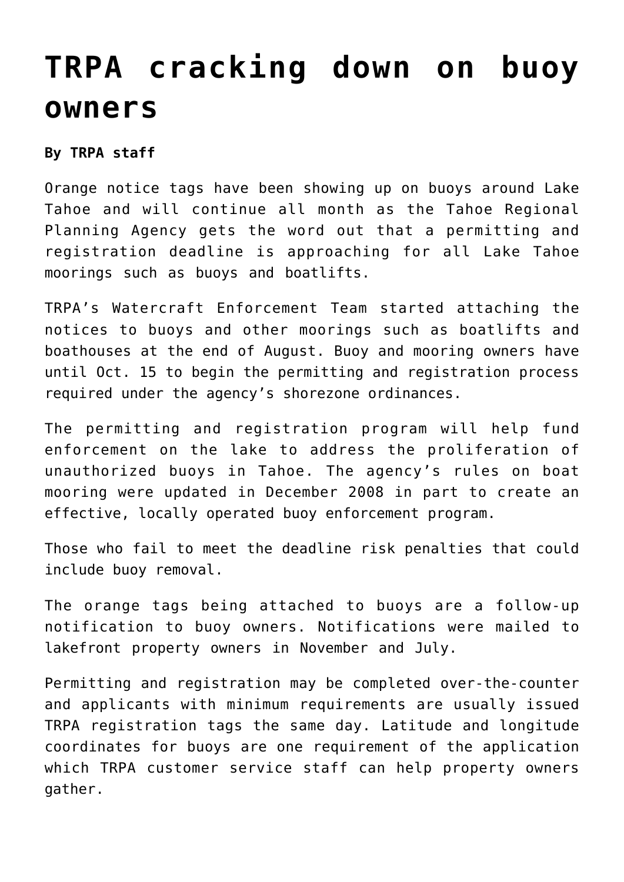# TRPA cracking down on buoy owners

**By TRPA staff**

Orange notice tags have been showing up on buoys around Lake Tahoe and will continue all month as the Tahoe Regional Planning Agency gets the word out that a permitting and registration deadline is approaching for all Lake Tahoe moorings such as buoys and boatlifts.

TRPA's Watercraft Enforcement Team started attaching the notices to buoys and other moorings such as boatlifts and boathouses at the end of August. Buoy and mooring owners have until Oct. 15 to begin the permitting and registration process required under the agency's shorezone ordinances.

The permitting and registration program will help fund enforcement on the lake to address the proliferation of unauthorized buoys in Tahoe. The agency's rules on boat mooring were updated in December 2008 in part to create an effective, locally operated buoy enforcement program.

Those who fail to meet the deadline risk penalties that could include buoy removal.

The orange tags being attached to buoys are a follow-up notification to buoy owners. Notifications were mailed to lakefront property owners in November and July.

Permitting and registration may be completed over-the-counter and applicants with minimum requirements are usually issued TRPA registration tags the same day. Latitude and longitude coordinates for buoys are one requirement of the application which TRPA customer service staff can help property owners gather.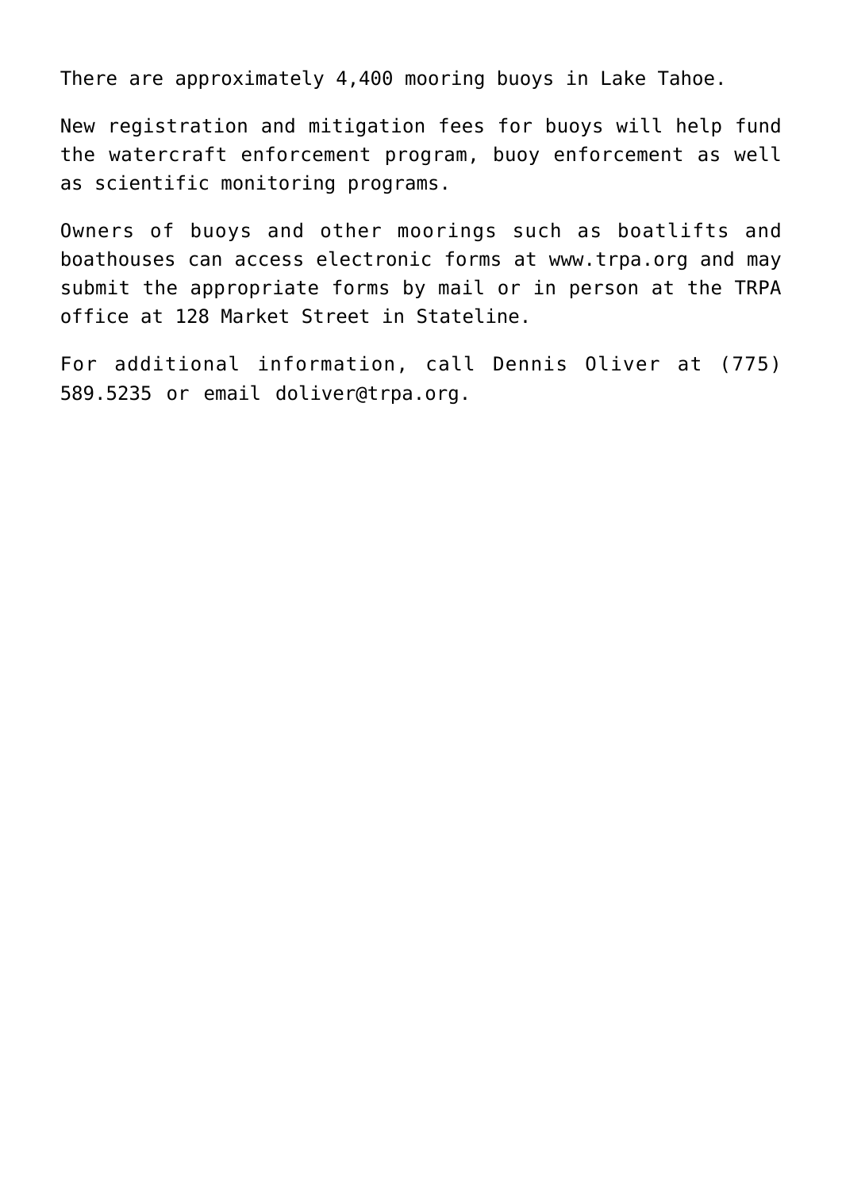There are approximately 4,400 mooring buoys in Lake Tahoe.

New registration and mitigation fees for buoys will help fund the watercraft enforcement program, buoy enforcement as well as scientific monitoring programs.

Owners of buoys and other moorings such as boatlifts and boathouses can access electronic forms at www.trpa.org and may submit the appropriate forms by mail or in person at the TRPA office at 128 Market Street in Stateline.

For additional information, call Dennis Oliver at (775) 589.5235 or email doliver@trpa.org.